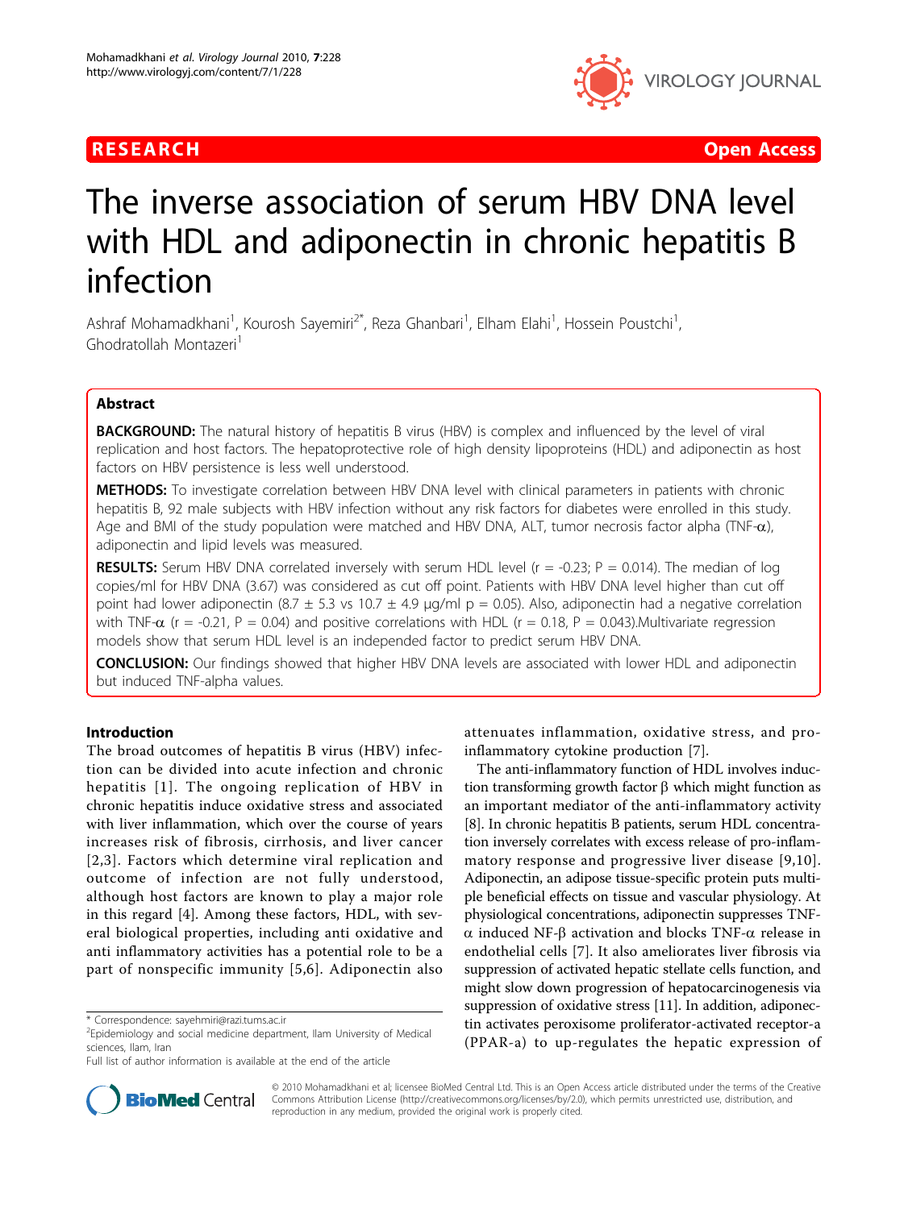# RESEARCH

Open Access

# The inverse association of serum HBV DNA level with HDL and adiponectin in chronic hepatitis B infection

Ashraf Mohamadkhani[1], Kourosh Sayemiri[2*], Reza Ghanbari[1], Elham Elahi[1], Hossein Poustchi[1], Ghodratollah Montazeri[1]

## Abstract

**BACKGROUND:** The natural history of hepatitis B virus (HBV) is complex and influenced by the level of viral replication and host factors. The hepatoprotective role of high density lipoproteins (HDL) and adiponectin as host factors on HBV persistence is less well understood.

**METHODS:** To investigate correlation between HBV DNA level with clinical parameters in patients with chronic hepatitis B, 92 male subjects with HBV infection without any risk factors for diabetes were enrolled in this study. Age and BMI of the study population were matched and HBV DNA, ALT, tumor necrosis factor alpha (TNF-$\alpha$), adiponectin and lipid levels was measured.

**RESULTS:** Serum HBV DNA correlated inversely with serum HDL level ($r = -0.23$; $P = 0.014$). The median of log copies/ml for HBV DNA (3.67) was considered as cut off point. Patients with HBV DNA level higher than cut off point had lower adiponectin ($8.7 \pm 5.3$ vs $10.7 \pm 4.9$ μg/ml $p = 0.05$). Also, adiponectin had a negative correlation with TNF-$\alpha$ ($r = -0.21$, $P = 0.04$) and positive correlations with HDL ($r = 0.18$, $P = 0.043$).Multivariate regression models show that serum HDL level is an independed factor to predict serum HBV DNA.

**CONCLUSION:** Our findings showed that higher HBV DNA levels are associated with lower HDL and adiponectin but induced TNF-alpha values.

## Introduction

The broad outcomes of hepatitis B virus (HBV) infection can be divided into acute infection and chronic hepatitis [1]. The ongoing replication of HBV in chronic hepatitis induce oxidative stress and associated with liver inflammation, which over the course of years increases risk of fibrosis, cirrhosis, and liver cancer [2,3]. Factors which determine viral replication and outcome of infection are not fully understood, although host factors are known to play a major role in this regard [4]. Among these factors, HDL, with several biological properties, including anti oxidative and anti inflammatory activities has a potential role to be a part of nonspecific immunity [5,6]. Adiponectin also attenuates inflammation, oxidative stress, and pro-inflammatory cytokine production [7].

The anti-inflammatory function of HDL involves induction transforming growth factor β which might function as an important mediator of the anti-inflammatory activity [8]. In chronic hepatitis B patients, serum HDL concentration inversely correlates with excess release of pro-inflammatory response and progressive liver disease [9,10]. Adiponectin, an adipose tissue-specific protein puts multiple beneficial effects on tissue and vascular physiology. At physiological concentrations, adiponectin suppresses TNF-$\alpha$ induced NF-β activation and blocks TNF-$\alpha$ release in endothelial cells [7]. It also ameliorates liver fibrosis via suppression of activated hepatic stellate cells function, and might slow down progression of hepatocarcinogenesis via suppression of oxidative stress [11]. In addition, adiponectin activates peroxisome proliferator-activated receptor-a (PPAR-a) to up-regulates the hepatic expression of

\* Correspondence: sayehmiri@razi.tums.ac.ir
[2]Epidemiology and social medicine department, Ilam University of Medical sciences, Ilam, Iran
Full list of author information is available at the end of the article

© 2010 Mohamadkhani et al; licensee BioMed Central Ltd. This is an Open Access article distributed under the terms of the Creative Commons Attribution License (http://creativecommons.org/licenses/by/2.0), which permits unrestricted use, distribution, and reproduction in any medium, provided the original work is properly cited.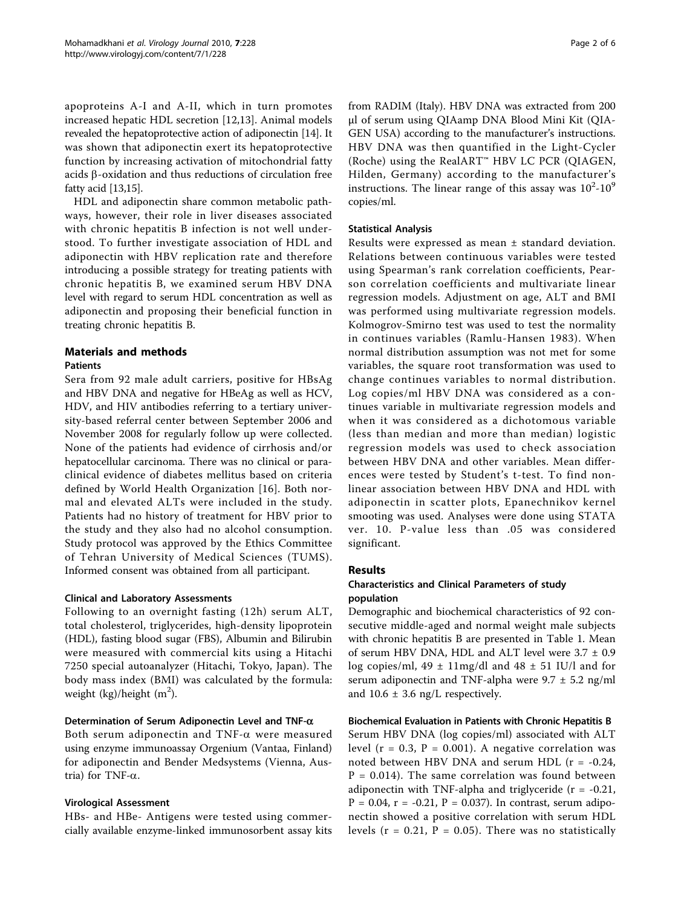apoproteins A-I and A-II, which in turn promotes increased hepatic HDL secretion [12,13]. Animal models revealed the hepatoprotective action of adiponectin [14]. It was shown that adiponectin exert its hepatoprotective function by increasing activation of mitochondrial fatty acids β-oxidation and thus reductions of circulation free fatty acid [13,15].

HDL and adiponectin share common metabolic pathways, however, their role in liver diseases associated with chronic hepatitis B infection is not well understood. To further investigate association of HDL and adiponectin with HBV replication rate and therefore introducing a possible strategy for treating patients with chronic hepatitis B, we examined serum HBV DNA level with regard to serum HDL concentration as well as adiponectin and proposing their beneficial function in treating chronic hepatitis B.

## Materials and methods

### Patients

Sera from 92 male adult carriers, positive for HBsAg and HBV DNA and negative for HBeAg as well as HCV, HDV, and HIV antibodies referring to a tertiary university-based referral center between September 2006 and November 2008 for regularly follow up were collected. None of the patients had evidence of cirrhosis and/or hepatocellular carcinoma. There was no clinical or paraclinical evidence of diabetes mellitus based on criteria defined by World Health Organization [16]. Both normal and elevated ALTs were included in the study. Patients had no history of treatment for HBV prior to the study and they also had no alcohol consumption. Study protocol was approved by the Ethics Committee of Tehran University of Medical Sciences (TUMS). Informed consent was obtained from all participant.

### Clinical and Laboratory Assessments

Following to an overnight fasting (12h) serum ALT, total cholesterol, triglycerides, high-density lipoprotein (HDL), fasting blood sugar (FBS), Albumin and Bilirubin were measured with commercial kits using a Hitachi 7250 special autoanalyzer (Hitachi, Tokyo, Japan). The body mass index (BMI) was calculated by the formula: weight (kg)/height ($m^2$).

### Determination of Serum Adiponectin Level and TNF-α

Both serum adiponectin and TNF-α were measured using enzyme immunoassay Orgenium (Vantaa, Finland) for adiponectin and Bender Medsystems (Vienna, Austria) for TNF-α.

### Virological Assessment

HBs- and HBe- Antigens were tested using commercially available enzyme-linked immunosorbent assay kits from RADIM (Italy). HBV DNA was extracted from 200 μl of serum using QIAamp DNA Blood Mini Kit (QIAGEN USA) according to the manufacturer's instructions. HBV DNA was then quantified in the Light-Cycler (Roche) using the RealART™ HBV LC PCR (QIAGEN, Hilden, Germany) according to the manufacturer's instructions. The linear range of this assay was $10^2$-$10^9$ copies/ml.

### Statistical Analysis

Results were expressed as mean ± standard deviation. Relations between continuous variables were tested using Spearman's rank correlation coefficients, Pearson correlation coefficients and multivariate linear regression models. Adjustment on age, ALT and BMI was performed using multivariate regression models. Kolmogrov-Smirno test was used to test the normality in continues variables (Ramlu-Hansen 1983). When normal distribution assumption was not met for some variables, the square root transformation was used to change continues variables to normal distribution. Log copies/ml HBV DNA was considered as a continues variable in multivariate regression models and when it was considered as a dichotomous variable (less than median and more than median) logistic regression models was used to check association between HBV DNA and other variables. Mean differences were tested by Student's t-test. To find non-linear association between HBV DNA and HDL with adiponectin in scatter plots, Epanechnikov kernel smooting was used. Analyses were done using STATA ver. 10. P-value less than .05 was considered significant.

## Results

### Characteristics and Clinical Parameters of study population

Demographic and biochemical characteristics of 92 consecutive middle-aged and normal weight male subjects with chronic hepatitis B are presented in Table 1. Mean of serum HBV DNA, HDL and ALT level were 3.7 ± 0.9 log copies/ml, 49 ± 11mg/dl and 48 ± 51 IU/l and for serum adiponectin and TNF-alpha were 9.7 ± 5.2 ng/ml and 10.6 ± 3.6 ng/L respectively.

### Biochemical Evaluation in Patients with Chronic Hepatitis B

Serum HBV DNA (log copies/ml) associated with ALT level ($r = 0.3$, $P = 0.001$). A negative correlation was noted between HBV DNA and serum HDL ($r = -0.24$, $P = 0.014$). The same correlation was found between adiponectin with TNF-alpha and triglyceride ($r = -0.21$, $P = 0.04$, $r = -0.21$, $P = 0.037$). In contrast, serum adiponectin showed a positive correlation with serum HDL levels ($r = 0.21$, $P = 0.05$). There was no statistically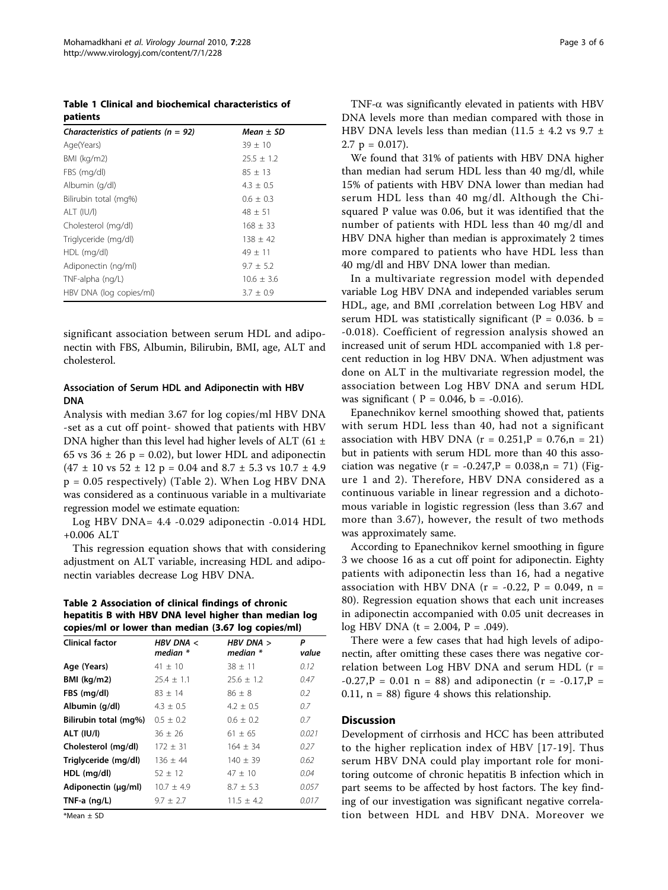**Table 1 Clinical and biochemical characteristics of patients**

| *Characteristics of patients (n = 92)* | *Mean ± SD* |
|---|---|
| Age(Years) | 39 ± 10 |
| BMI (kg/m2) | 25.5 ± 1.2 |
| FBS (mg/dl) | 85 ± 13 |
| Albumin (g/dl) | 4.3 ± 0.5 |
| Bilirubin total (mg%) | 0.6 ± 0.3 |
| ALT (IU/l) | 48 ± 51 |
| Cholesterol (mg/dl) | 168 ± 33 |
| Triglyceride (mg/dl) | 138 ± 42 |
| HDL (mg/dl) | 49 ± 11 |
| Adiponectin (ng/ml) | 9.7 ± 5.2 |
| TNF-alpha (ng/L) | 10.6 ± 3.6 |
| HBV DNA (log copies/ml) | 3.7 ± 0.9 |

significant association between serum HDL and adiponectin with FBS, Albumin, Bilirubin, BMI, age, ALT and cholesterol.

### Association of Serum HDL and Adiponectin with HBV DNA

Analysis with median 3.67 for log copies/ml HBV DNA -set as a cut off point- showed that patients with HBV DNA higher than this level had higher levels of ALT (61 ± 65 vs 36 ± 26 p = 0.02), but lower HDL and adiponectin (47 ± 10 vs 52 ± 12 p = 0.04 and 8.7 ± 5.3 vs 10.7 ± 4.9 p = 0.05 respectively) (Table 2). When Log HBV DNA was considered as a continuous variable in a multivariate regression model we estimate equation:

Log HBV DNA= 4.4 -0.029 adiponectin -0.014 HDL +0.006 ALT

This regression equation shows that with considering adjustment on ALT variable, increasing HDL and adiponectin variables decrease Log HBV DNA.

**Table 2 Association of clinical findings of chronic hepatitis B with HBV DNA level higher than median log copies/ml or lower than median (3.67 log copies/ml)**

| Clinical factor | HBV DNA < median * | HBV DNA > median * | P value |
|---|---|---|---|
| **Age (Years)** | 41 ± 10 | 38 ± 11 | 0.12 |
| **BMI (kg/m2)** | 25.4 ± 1.1 | 25.6 ± 1.2 | 0.47 |
| **FBS (mg/dl)** | 83 ± 14 | 86 ± 8 | 0.2 |
| **Albumin (g/dl)** | 4.3 ± 0.5 | 4.2 ± 0.5 | 0.7 |
| **Bilirubin total (mg%)** | 0.5 ± 0.2 | 0.6 ± 0.2 | 0.7 |
| **ALT (IU/l)** | 36 ± 26 | 61 ± 65 | 0.021 |
| **Cholesterol (mg/dl)** | 172 ± 31 | 164 ± 34 | 0.27 |
| **Triglyceride (mg/dl)** | 136 ± 44 | 140 ± 39 | 0.62 |
| **HDL (mg/dl)** | 52 ± 12 | 47 ± 10 | 0.04 |
| **Adiponectin (μg/ml)** | 10.7 ± 4.9 | 8.7 ± 5.3 | 0.057 |
| **TNF-a (ng/L)** | 9.7 ± 2.7 | 11.5 ± 4.2 | 0.017 |

*Mean ± SD

TNF-α was significantly elevated in patients with HBV DNA levels more than median compared with those in HBV DNA levels less than median (11.5 ± 4.2 vs 9.7 ± 2.7 p = 0.017).

We found that 31% of patients with HBV DNA higher than median had serum HDL less than 40 mg/dl, while 15% of patients with HBV DNA lower than median had serum HDL less than 40 mg/dl. Although the Chi-squared P value was 0.06, but it was identified that the number of patients with HDL less than 40 mg/dl and HBV DNA higher than median is approximately 2 times more compared to patients who have HDL less than 40 mg/dl and HBV DNA lower than median.

In a multivariate regression model with depended variable Log HBV DNA and independed variables serum HDL, age, and BMI ,correlation between Log HBV and serum HDL was statistically significant (P = 0.036. b = -0.018). Coefficient of regression analysis showed an increased unit of serum HDL accompanied with 1.8 percent reduction in log HBV DNA. When adjustment was done on ALT in the multivariate regression model, the association between Log HBV DNA and serum HDL was significant ( P = 0.046, b = -0.016).

Epanechnikov kernel smoothing showed that, patients with serum HDL less than 40, had not a significant association with HBV DNA (r = 0.251,P = 0.76,n = 21) but in patients with serum HDL more than 40 this association was negative (r = -0.247,P = 0.038,n = 71) (Figure 1 and 2). Therefore, HBV DNA considered as a continuous variable in linear regression and a dichotomous variable in logistic regression (less than 3.67 and more than 3.67), however, the result of two methods was approximately same.

According to Epanechnikov kernel smoothing in figure 3 we choose 16 as a cut off point for adiponectin. Eighty patients with adiponectin less than 16, had a negative association with HBV DNA (r = -0.22, P = 0.049, n = 80). Regression equation shows that each unit increases in adiponectin accompanied with 0.05 unit decreases in log HBV DNA (t = 2.004, P = .049).

There were a few cases that had high levels of adiponectin, after omitting these cases there was negative correlation between Log HBV DNA and serum HDL (r = -0.27,P = 0.01 n = 88) and adiponectin (r = -0.17,P = 0.11, n = 88) figure 4 shows this relationship.

## Discussion

Development of cirrhosis and HCC has been attributed to the higher replication index of HBV [17-19]. Thus serum HBV DNA could play important role for monitoring outcome of chronic hepatitis B infection which in part seems to be affected by host factors. The key finding of our investigation was significant negative correlation between HDL and HBV DNA. Moreover we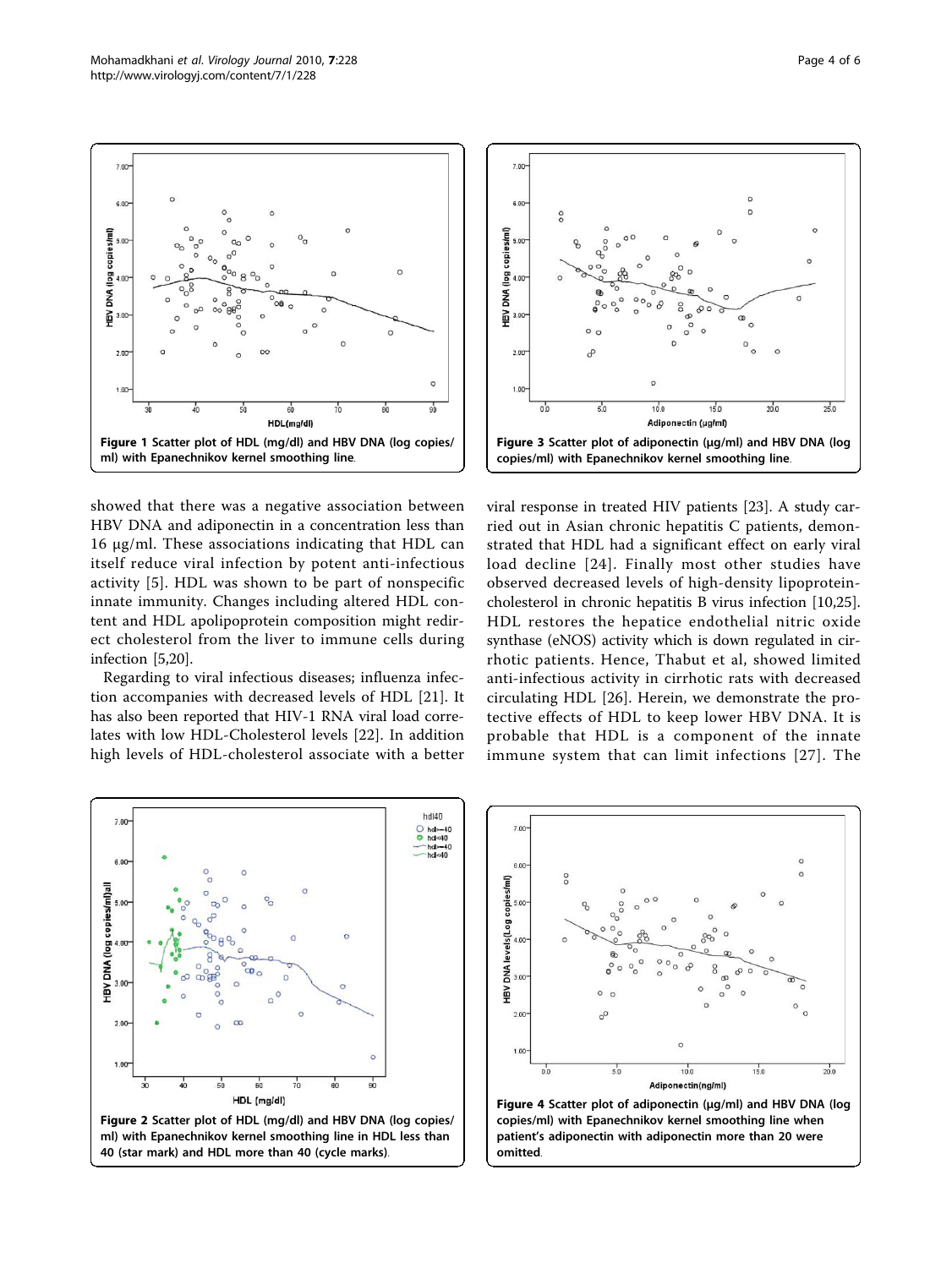Figure 1 Scatter plot of HDL (mg/dl) and HBV DNA (log copies/ml) with Epanechnikov kernel smoothing line.

Figure 3 Scatter plot of adiponectin (μg/ml) and HBV DNA (log copies/ml) with Epanechnikov kernel smoothing line.

showed that there was a negative association between HBV DNA and adiponectin in a concentration less than 16 μg/ml. These associations indicating that HDL can itself reduce viral infection by potent anti-infectious activity [5]. HDL was shown to be part of nonspecific innate immunity. Changes including altered HDL content and HDL apolipoprotein composition might redirect cholesterol from the liver to immune cells during infection [5,20].

Regarding to viral infectious diseases; influenza infection accompanies with decreased levels of HDL [21]. It has also been reported that HIV-1 RNA viral load correlates with low HDL-Cholesterol levels [22]. In addition high levels of HDL-cholesterol associate with a better viral response in treated HIV patients [23]. A study carried out in Asian chronic hepatitis C patients, demonstrated that HDL had a significant effect on early viral load decline [24]. Finally most other studies have observed decreased levels of high-density lipoprotein-cholesterol in chronic hepatitis B virus infection [10,25]. HDL restores the hepatice endothelial nitric oxide synthase (eNOS) activity which is down regulated in cirrhotic patients. Hence, Thabut et al, showed limited anti-infectious activity in cirrhotic rats with decreased circulating HDL [26]. Herein, we demonstrate the protective effects of HDL to keep lower HBV DNA. It is probable that HDL is a component of the innate immune system that can limit infections [27]. The

Figure 2 Scatter plot of HDL (mg/dl) and HBV DNA (log copies/ml) with Epanechnikov kernel smoothing line in HDL less than 40 (star mark) and HDL more than 40 (cycle marks).

Figure 4 Scatter plot of adiponectin (μg/ml) and HBV DNA (log copies/ml) with Epanechnikov kernel smoothing line when patient's adiponectin with adiponectin more than 20 were omitted.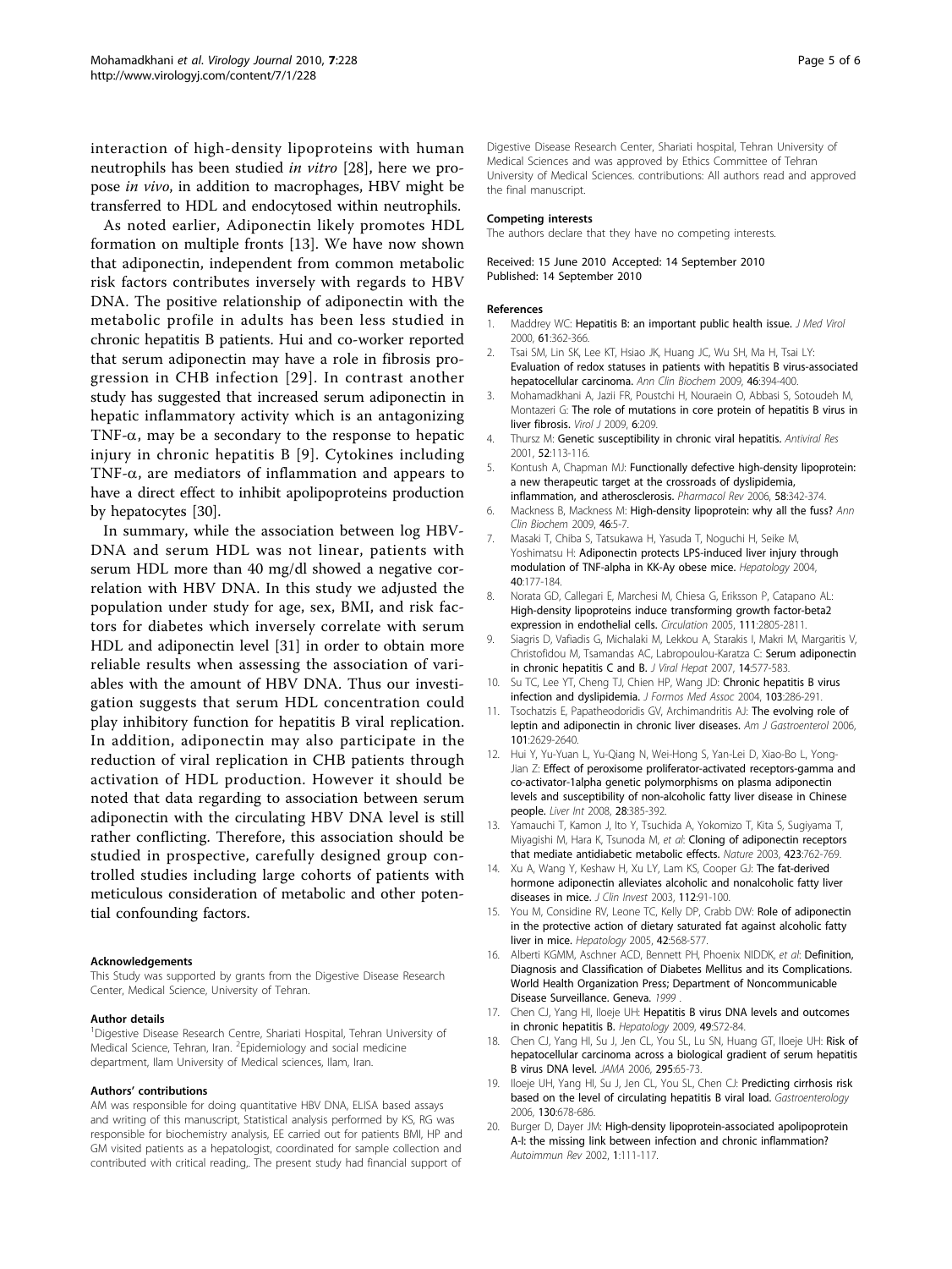interaction of high-density lipoproteins with human neutrophils has been studied *in vitro* [28], here we propose *in vivo*, in addition to macrophages, HBV might be transferred to HDL and endocytosed within neutrophils.

As noted earlier, Adiponectin likely promotes HDL formation on multiple fronts [13]. We have now shown that adiponectin, independent from common metabolic risk factors contributes inversely with regards to HBV DNA. The positive relationship of adiponectin with the metabolic profile in adults has been less studied in chronic hepatitis B patients. Hui and co-worker reported that serum adiponectin may have a role in fibrosis progression in CHB infection [29]. In contrast another study has suggested that increased serum adiponectin in hepatic inflammatory activity which is an antagonizing TNF-$\alpha$, may be a secondary to the response to hepatic injury in chronic hepatitis B [9]. Cytokines including TNF-$\alpha$, are mediators of inflammation and appears to have a direct effect to inhibit apolipoproteins production by hepatocytes [30].

In summary, while the association between log HBV-DNA and serum HDL was not linear, patients with serum HDL more than 40 mg/dl showed a negative correlation with HBV DNA. In this study we adjusted the population under study for age, sex, BMI, and risk factors for diabetes which inversely correlate with serum HDL and adiponectin level [31] in order to obtain more reliable results when assessing the association of variables with the amount of HBV DNA. Thus our investigation suggests that serum HDL concentration could play inhibitory function for hepatitis B viral replication. In addition, adiponectin may also participate in the reduction of viral replication in CHB patients through activation of HDL production. However it should be noted that data regarding to association between serum adiponectin with the circulating HBV DNA level is still rather conflicting. Therefore, this association should be studied in prospective, carefully designed group controlled studies including large cohorts of patients with meticulous consideration of metabolic and other potential confounding factors.

#### Acknowledgements

This Study was supported by grants from the Digestive Disease Research Center, Medical Science, University of Tehran.

#### Author details

[1]Digestive Disease Research Centre, Shariati Hospital, Tehran University of Medical Science, Tehran, Iran. [2]Epidemiology and social medicine department, Ilam University of Medical sciences, Ilam, Iran.

#### Authors' contributions

AM was responsible for doing quantitative HBV DNA, ELISA based assays and writing of this manuscript, Statistical analysis performed by KS, RG was responsible for biochemistry analysis, EE carried out for patients BMI, HP and GM visited patients as a hepatologist, coordinated for sample collection and contributed with critical reading,. The present study had financial support of Digestive Disease Research Center, Shariati hospital, Tehran University of Medical Sciences and was approved by Ethics Committee of Tehran University of Medical Sciences. contributions: All authors read and approved the final manuscript.

#### Competing interests

The authors declare that they have no competing interests.

Received: 15 June 2010 Accepted: 14 September 2010
Published: 14 September 2010

#### References

1. Maddrey WC: **Hepatitis B: an important public health issue.** *J Med Virol* 2000, **61**:362-366.
2. Tsai SM, Lin SK, Lee KT, Hsiao JK, Huang JC, Wu SH, Ma H, Tsai LY: **Evaluation of redox statuses in patients with hepatitis B virus-associated hepatocellular carcinoma.** *Ann Clin Biochem* 2009, **46**:394-400.
3. Mohamadkhani A, Jazii FR, Poustchi H, Nouraein O, Abbasi S, Sotoudeh M, Montazeri G: **The role of mutations in core protein of hepatitis B virus in liver fibrosis.** *Virol J* 2009, **6**:209.
4. Thursz M: **Genetic susceptibility in chronic viral hepatitis.** *Antiviral Res* 2001, **52**:113-116.
5. Kontush A, Chapman MJ: **Functionally defective high-density lipoprotein: a new therapeutic target at the crossroads of dyslipidemia, inflammation, and atherosclerosis.** *Pharmacol Rev* 2006, **58**:342-374.
6. Mackness B, Mackness M: **High-density lipoprotein: why all the fuss?** *Ann Clin Biochem* 2009, **46**:5-7.
7. Masaki T, Chiba S, Tatsukawa H, Yasuda T, Noguchi H, Seike M, Yoshimatsu H: **Adiponectin protects LPS-induced liver injury through modulation of TNF-alpha in KK-Ay obese mice.** *Hepatology* 2004, **40**:177-184.
8. Norata GD, Callegari E, Marchesi M, Chiesa G, Eriksson P, Catapano AL: **High-density lipoproteins induce transforming growth factor-beta2 expression in endothelial cells.** *Circulation* 2005, **111**:2805-2811.
9. Siagris D, Vafiadis G, Michalaki M, Lekkou A, Starakis I, Makri M, Margaritis V, Christofidou M, Tsamandas AC, Labropoulou-Karatza C: **Serum adiponectin in chronic hepatitis C and B.** *J Viral Hepat* 2007, **14**:577-583.
10. Su TC, Lee YT, Cheng TJ, Chien HP, Wang JD: **Chronic hepatitis B virus infection and dyslipidemia.** *J Formos Med Assoc* 2004, **103**:286-291.
11. Tsochatzis E, Papatheodoridis GV, Archimandritis AJ: **The evolving role of leptin and adiponectin in chronic liver diseases.** *Am J Gastroenterol* 2006, **101**:2629-2640.
12. Hui Y, Yu-Yuan L, Yu-Qiang N, Wei-Hong S, Yan-Lei D, Xiao-Bo L, Yong-Jian Z: **Effect of peroxisome proliferator-activated receptors-gamma and co-activator-1alpha genetic polymorphisms on plasma adiponectin levels and susceptibility of non-alcoholic fatty liver disease in Chinese people.** *Liver Int* 2008, **28**:385-392.
13. Yamauchi T, Kamon J, Ito Y, Tsuchida A, Yokomizo T, Kita S, Sugiyama T, Miyagishi M, Hara K, Tsunoda M, *et al*: **Cloning of adiponectin receptors that mediate antidiabetic metabolic effects.** *Nature* 2003, **423**:762-769.
14. Xu A, Wang Y, Keshaw H, Xu LY, Lam KS, Cooper GJ: **The fat-derived hormone adiponectin alleviates alcoholic and nonalcoholic fatty liver diseases in mice.** *J Clin Invest* 2003, **112**:91-100.
15. You M, Considine RV, Leone TC, Kelly DP, Crabb DW: **Role of adiponectin in the protective action of dietary saturated fat against alcoholic fatty liver in mice.** *Hepatology* 2005, **42**:568-577.
16. Alberti KGMM, Aschner ACD, Bennett PH, Phoenix NIDDK, *et al*: **Definition, Diagnosis and Classification of Diabetes Mellitus and its Complications.** World Health Organization Press; Department of Noncommunicable Disease Surveillance. Geneva. *1999* .
17. Chen CJ, Yang HI, Iloeje UH: **Hepatitis B virus DNA levels and outcomes in chronic hepatitis B.** *Hepatology* 2009, **49**:S72-84.
18. Chen CJ, Yang HI, Su J, Jen CL, You SL, Lu SN, Huang GT, Iloeje UH: **Risk of hepatocellular carcinoma across a biological gradient of serum hepatitis B virus DNA level.** *JAMA* 2006, **295**:65-73.
19. Iloeje UH, Yang HI, Su J, Jen CL, You SL, Chen CJ: **Predicting cirrhosis risk based on the level of circulating hepatitis B viral load.** *Gastroenterology* 2006, **130**:678-686.
20. Burger D, Dayer JM: **High-density lipoprotein-associated apolipoprotein A-I: the missing link between infection and chronic inflammation?** *Autoimmun Rev* 2002, **1**:111-117.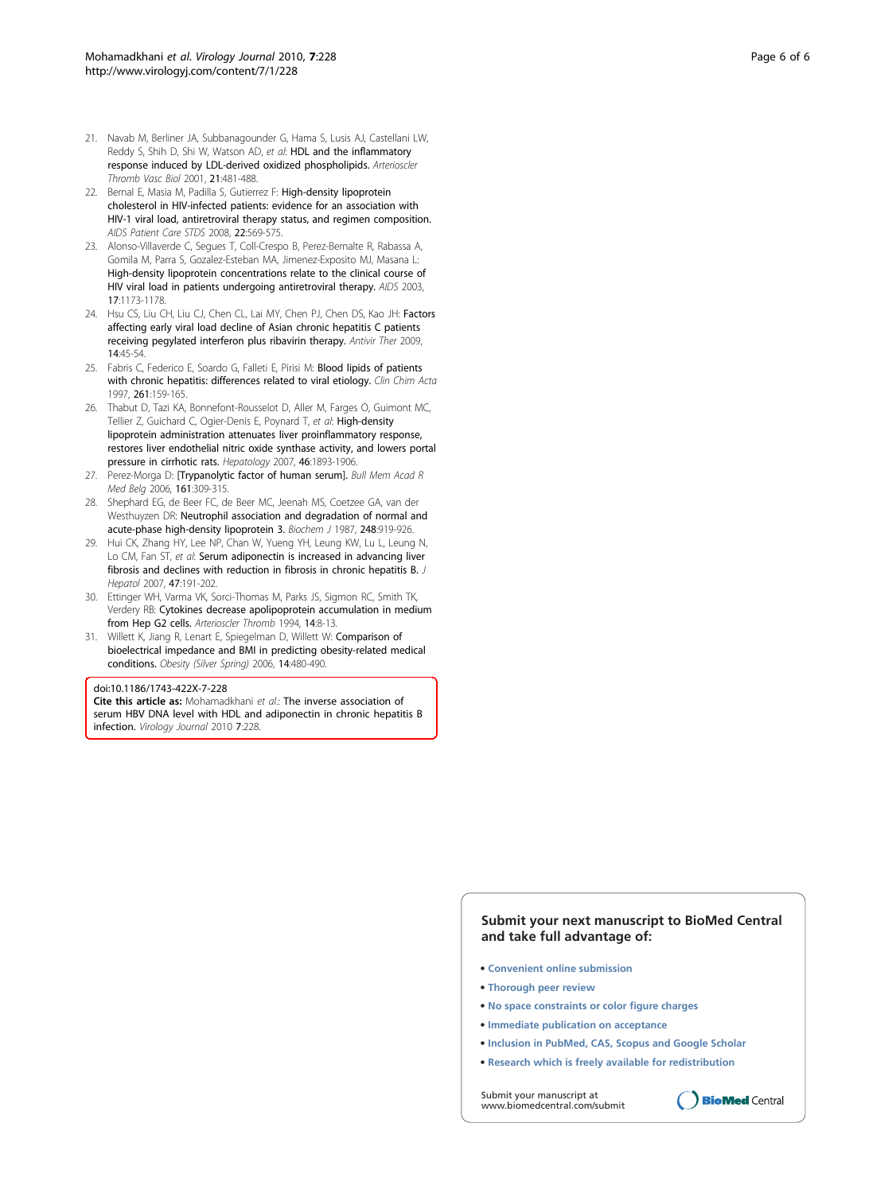21. Navab M, Berliner JA, Subbanagounder G, Hama S, Lusis AJ, Castellani LW, Reddy S, Shih D, Shi W, Watson AD, *et al*: **HDL and the inflammatory response induced by LDL-derived oxidized phospholipids.** *Arterioscler Thromb Vasc Biol* 2001, **21**:481-488.
22. Bernal E, Masia M, Padilla S, Gutierrez F: **High-density lipoprotein cholesterol in HIV-infected patients: evidence for an association with HIV-1 viral load, antiretroviral therapy status, and regimen composition.** *AIDS Patient Care STDS* 2008, **22**:569-575.
23. Alonso-Villaverde C, Segues T, Coll-Crespo B, Perez-Bernalte R, Rabassa A, Gomila M, Parra S, Gonzalez-Esteban MA, Jimenez-Exposito MJ, Masana L: **High-density lipoprotein concentrations relate to the clinical course of HIV viral load in patients undergoing antiretroviral therapy.** *AIDS* 2003, **17**:1173-1178.
24. Hsu CS, Liu CH, Liu CJ, Chen CL, Lai MY, Chen PJ, Chen DS, Kao JH: **Factors affecting early viral load decline of Asian chronic hepatitis C patients receiving pegylated interferon plus ribavirin therapy.** *Antivir Ther* 2009, **14**:45-54.
25. Fabris C, Federico E, Soardo G, Falleti E, Pirisi M: **Blood lipids of patients with chronic hepatitis: differences related to viral etiology.** *Clin Chim Acta* 1997, **261**:159-165.
26. Thabut D, Tazi KA, Bonnefont-Rousselot D, Aller M, Farges O, Guimont MC, Tellier Z, Guichard C, Ogier-Denis E, Poynard T, *et al*: **High-density lipoprotein administration attenuates liver proinflammatory response, restores liver endothelial nitric oxide synthase activity, and lowers portal pressure in cirrhotic rats.** *Hepatology* 2007, **46**:1893-1906.
27. Perez-Morga D: **[Trypanolytic factor of human serum].** *Bull Mem Acad R Med Belg* 2006, **161**:309-315.
28. Shephard EG, de Beer FC, de Beer MC, Jeenah MS, Coetzee GA, van der Westhuyzen DR: **Neutrophil association and degradation of normal and acute-phase high-density lipoprotein 3.** *Biochem J* 1987, **248**:919-926.
29. Hui CK, Zhang HY, Lee NP, Chan W, Yueng YH, Leung KW, Lu L, Leung N, Lo CM, Fan ST, *et al*: **Serum adiponectin is increased in advancing liver fibrosis and declines with reduction in fibrosis in chronic hepatitis B.** *J Hepatol* 2007, **47**:191-202.
30. Ettinger WH, Varma VK, Sorci-Thomas M, Parks JS, Sigmon RC, Smith TK, Verdery RB: **Cytokines decrease apolipoprotein accumulation in medium from Hep G2 cells.** *Arterioscler Thromb* 1994, **14**:8-13.
31. Willett K, Jiang R, Lenart E, Spiegelman D, Willett W: **Comparison of bioelectrical impedance and BMI in predicting obesity-related medical conditions.** *Obesity (Silver Spring)* 2006, **14**:480-490.

doi:10.1186/1743-422X-7-228
**Cite this article as:** Mohamadkhani *et al.*: **The inverse association of serum HBV DNA level with HDL and adiponectin in chronic hepatitis B infection.** *Virology Journal* 2010 **7**:228.

**Submit your next manuscript to BioMed Central and take full advantage of:**

- Convenient online submission
- Thorough peer review
- No space constraints or color figure charges
- Immediate publication on acceptance
- Inclusion in PubMed, CAS, Scopus and Google Scholar
- Research which is freely available for redistribution

Submit your manuscript at
www.biomedcentral.com/submit

BioMed Central